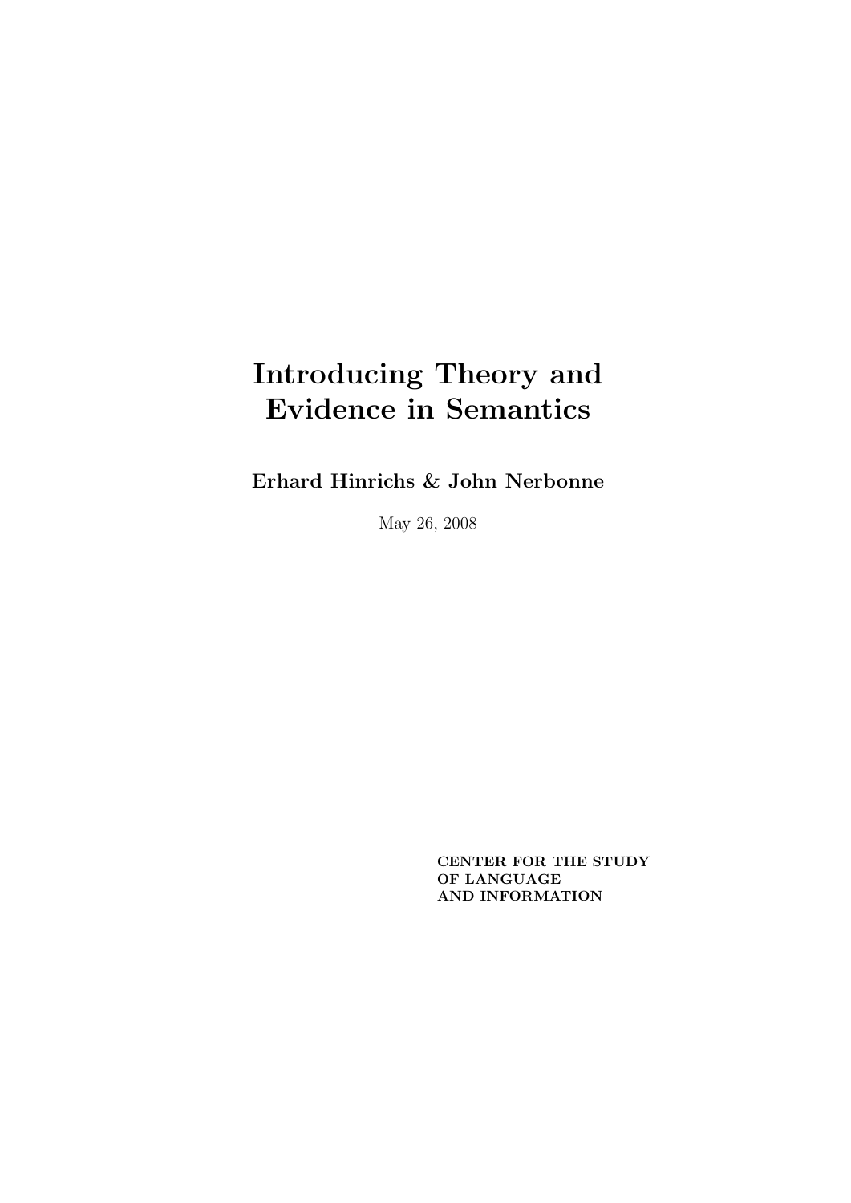# Introducing Theory and Evidence in Semantics

**Erhard Hinrichs & John Nerbonne**

May 26, 2008

**CENTER FOR THE STUDY OF LANGUAGE AND INFORMATION**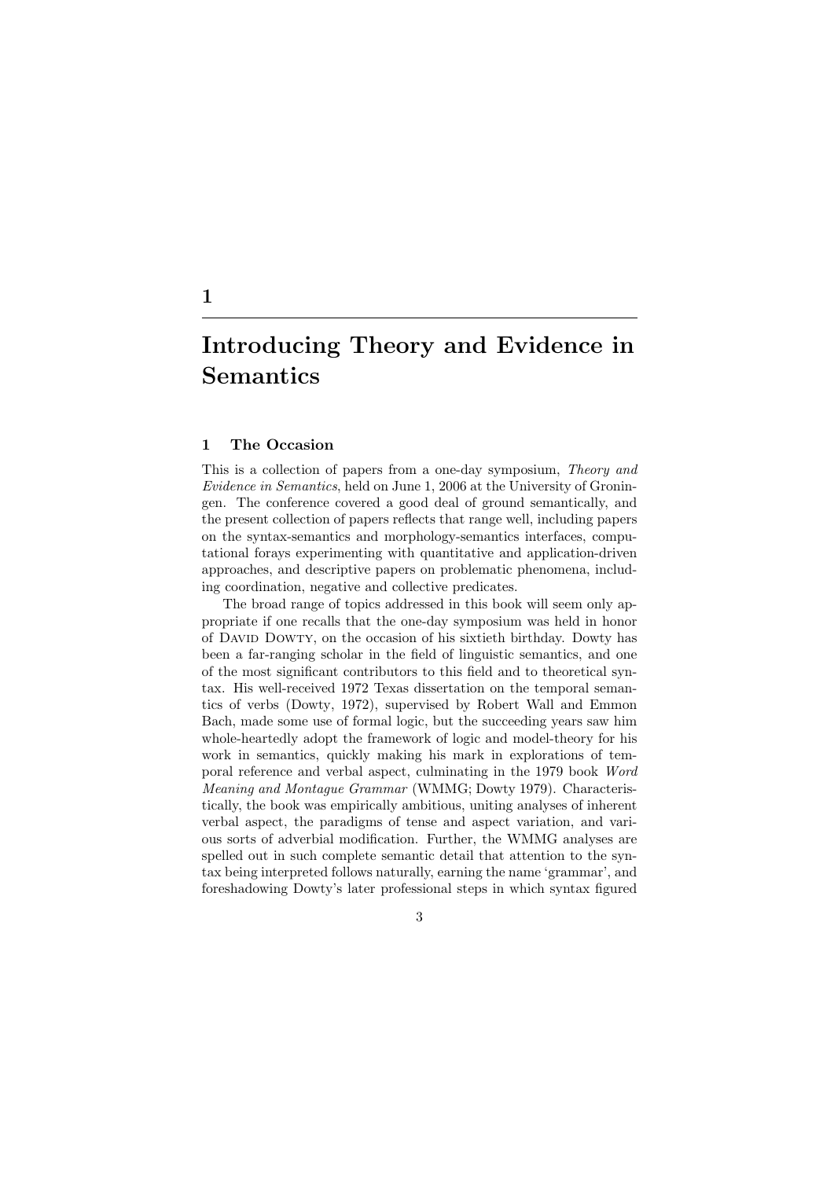# 1

# Introducing Theory and Evidence in Semantics

## 1 The Occasion

This is a collection of papers from a one-day symposium, *Theory and Evidence in Semantics*, held on June 1, 2006 at the University of Groningen. The conference covered a good deal of ground semantically, and the present collection of papers reflects that range well, including papers on the syntax-semantics and morphology-semantics interfaces, computational forays experimenting with quantitative and application-driven approaches, and descriptive papers on problematic phenomena, including coordination, negative and collective predicates.

The broad range of topics addressed in this book will seem only appropriate if one recalls that the one-day symposium was held in honor of DAVID DOWTY, on the occasion of his sixtieth birthday. Dowty has been a far-ranging scholar in the field of linguistic semantics, and one of the most significant contributors to this field and to theoretical syntax. His well-received 1972 Texas dissertation on the temporal semantics of verbs (Dowty, 1972), supervised by Robert Wall and Emmon Bach, made some use of formal logic, but the succeeding years saw him whole-heartedly adopt the framework of logic and model-theory for his work in semantics, quickly making his mark in explorations of temporal reference and verbal aspect, culminating in the 1979 book *Word Meaning and Montague Grammar* (WMMG; Dowty 1979). Characteristically, the book was empirically ambitious, uniting analyses of inherent verbal aspect, the paradigms of tense and aspect variation, and various sorts of adverbial modification. Further, the WMMG analyses are spelled out in such complete semantic detail that attention to the syntax being interpreted follows naturally, earning the name 'grammar', and foreshadowing Dowty's later professional steps in which syntax figured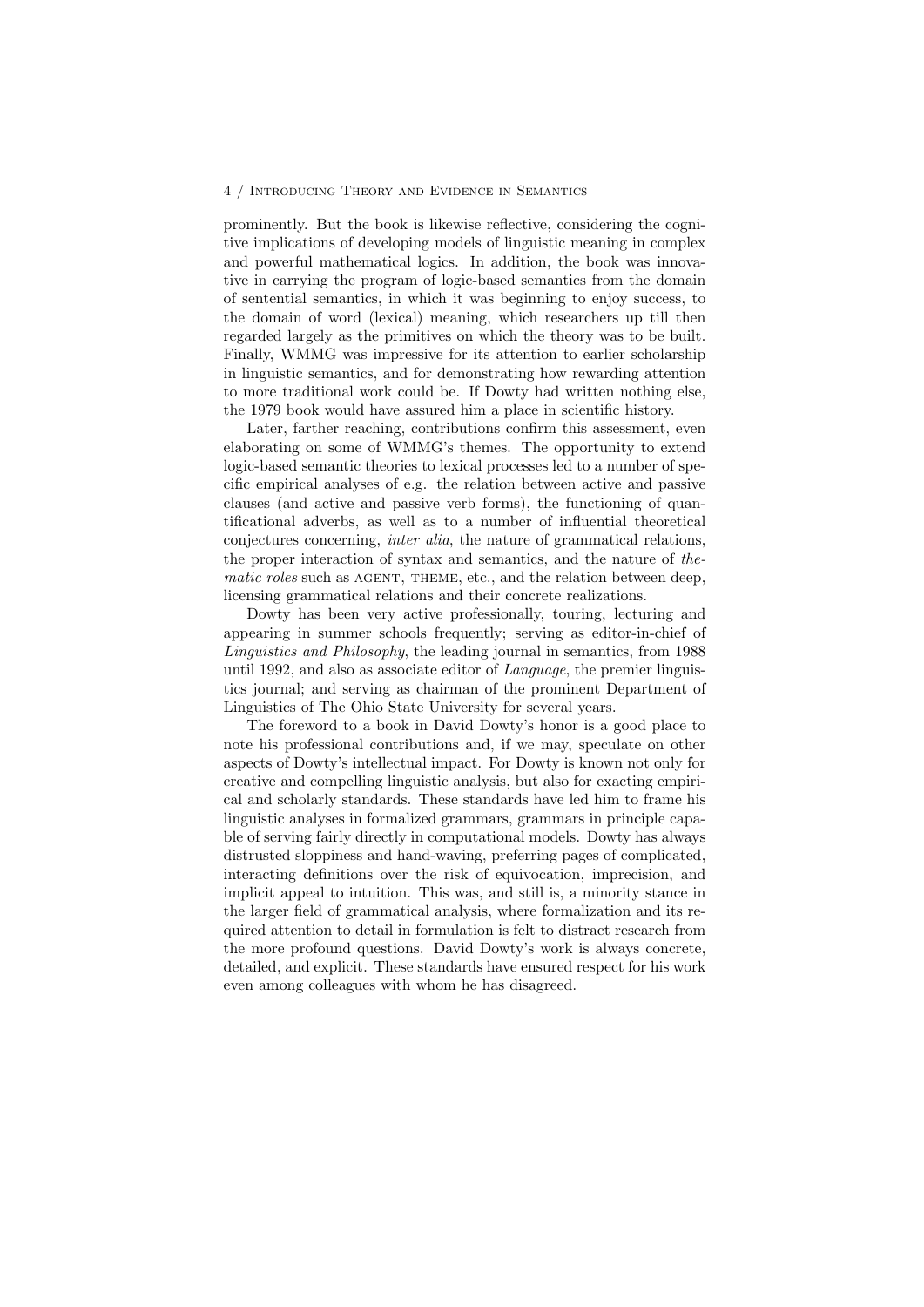prominently. But the book is likewise reflective, considering the cognitive implications of developing models of linguistic meaning in complex and powerful mathematical logics. In addition, the book was innovative in carrying the program of logic-based semantics from the domain of sentential semantics, in which it was beginning to enjoy success, to the domain of word (lexical) meaning, which researchers up till then regarded largely as the primitives on which the theory was to be built. Finally, WMMG was impressive for its attention to earlier scholarship in linguistic semantics, and for demonstrating how rewarding attention to more traditional work could be. If Dowty had written nothing else, the 1979 book would have assured him a place in scientific history.

Later, farther reaching, contributions confirm this assessment, even elaborating on some of WMMG's themes. The opportunity to extend logic-based semantic theories to lexical processes led to a number of specific empirical analyses of e.g. the relation between active and passive clauses (and active and passive verb forms), the functioning of quantificational adverbs, as well as to a number of influential theoretical conjectures concerning, *inter alia*, the nature of grammatical relations, the proper interaction of syntax and semantics, and the nature of *thematic roles* such as AGENT, THEME, etc., and the relation between deep, licensing grammatical relations and their concrete realizations.

Dowty has been very active professionally, touring, lecturing and appearing in summer schools frequently; serving as editor-in-chief of *Linguistics and Philosophy*, the leading journal in semantics, from 1988 until 1992, and also as associate editor of *Language*, the premier linguistics journal; and serving as chairman of the prominent Department of Linguistics of The Ohio State University for several years.

The foreword to a book in David Dowty's honor is a good place to note his professional contributions and, if we may, speculate on other aspects of Dowty's intellectual impact. For Dowty is known not only for creative and compelling linguistic analysis, but also for exacting empirical and scholarly standards. These standards have led him to frame his linguistic analyses in formalized grammars, grammars in principle capable of serving fairly directly in computational models. Dowty has always distrusted sloppiness and hand-waving, preferring pages of complicated, interacting definitions over the risk of equivocation, imprecision, and implicit appeal to intuition. This was, and still is, a minority stance in the larger field of grammatical analysis, where formalization and its required attention to detail in formulation is felt to distract research from the more profound questions. David Dowty's work is always concrete, detailed, and explicit. These standards have ensured respect for his work even among colleagues with whom he has disagreed.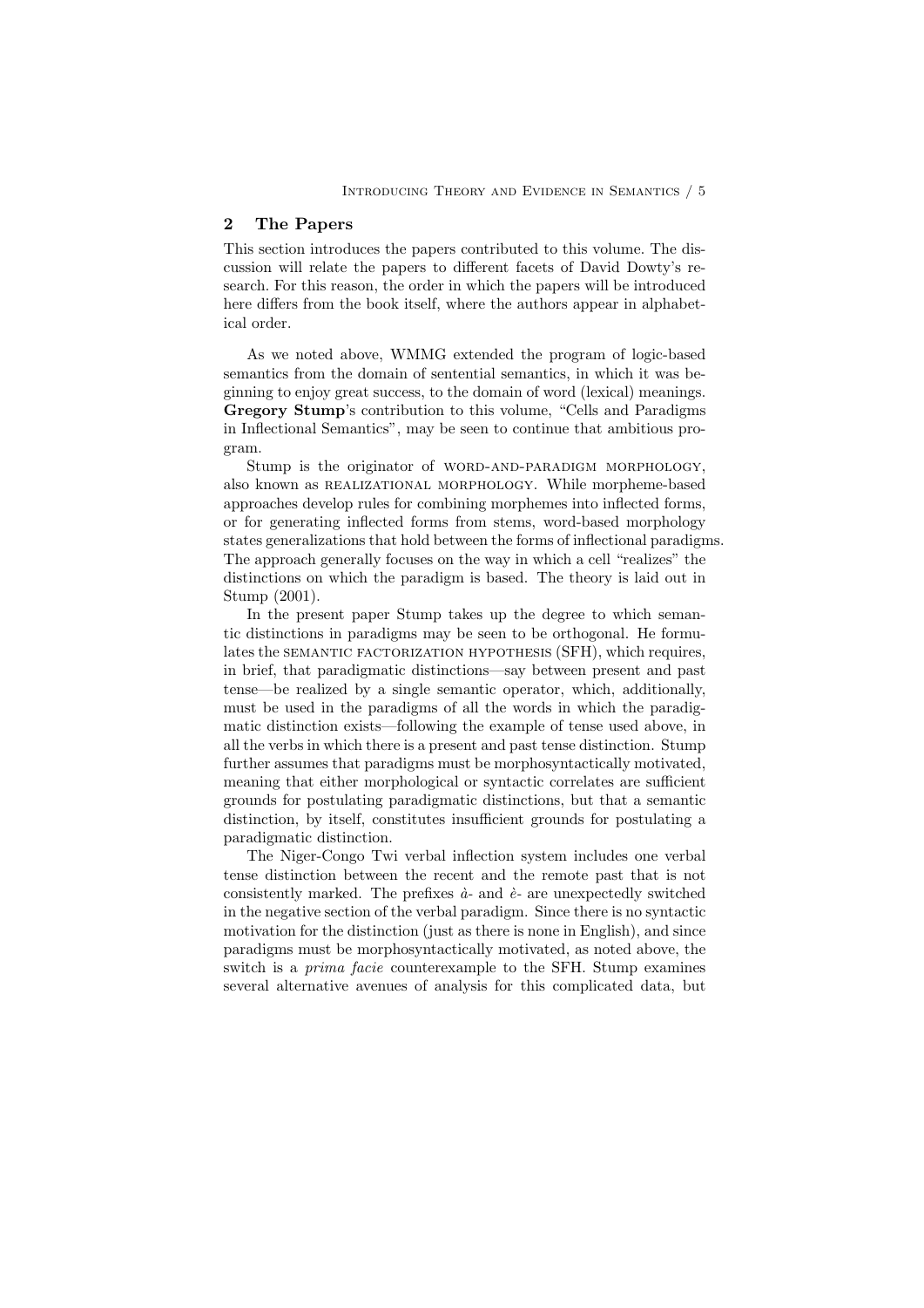## 2 The Papers

This section introduces the papers contributed to this volume. The discussion will relate the papers to different facets of David Dowty's research. For this reason, the order in which the papers will be introduced here differs from the book itself, where the authors appear in alphabetical order.

As we noted above, WMMG extended the program of logic-based semantics from the domain of sentential semantics, in which it was beginning to enjoy great success, to the domain of word (lexical) meanings. **Gregory Stump**'s contribution to this volume, "Cells and Paradigms in Inflectional Semantics", may be seen to continue that ambitious program.

Stump is the originator of WORD-AND-PARADIGM MORPHOLOGY, also known as REALIZATIONAL MORPHOLOGY. While morpheme-based approaches develop rules for combining morphemes into inflected forms, or for generating inflected forms from stems, word-based morphology states generalizations that hold between the forms of inflectional paradigms. The approach generally focuses on the way in which a cell "realizes" the distinctions on which the paradigm is based. The theory is laid out in Stump (2001).

In the present paper Stump takes up the degree to which semantic distinctions in paradigms may be seen to be orthogonal. He formulates the SEMANTIC FACTORIZATION HYPOTHESIS (SFH), which requires, in brief, that paradigmatic distinctions—say between present and past tense—be realized by a single semantic operator, which, additionally, must be used in the paradigms of all the words in which the paradigmatic distinction exists—following the example of tense used above, in all the verbs in which there is a present and past tense distinction. Stump further assumes that paradigms must be morphosyntactically motivated, meaning that either morphological or syntactic correlates are sufficient grounds for postulating paradigmatic distinctions, but that a semantic distinction, by itself, constitutes insufficient grounds for postulating a paradigmatic distinction.

The Niger-Congo Twi verbal inflection system includes one verbal tense distinction between the recent and the remote past that is not consistently marked. The prefixes *à*- and *è*- are unexpectedly switched in the negative section of the verbal paradigm. Since there is no syntactic motivation for the distinction (just as there is none in English), and since paradigms must be morphosyntactically motivated, as noted above, the switch is a *prima facie* counterexample to the SFH. Stump examines several alternative avenues of analysis for this complicated data, but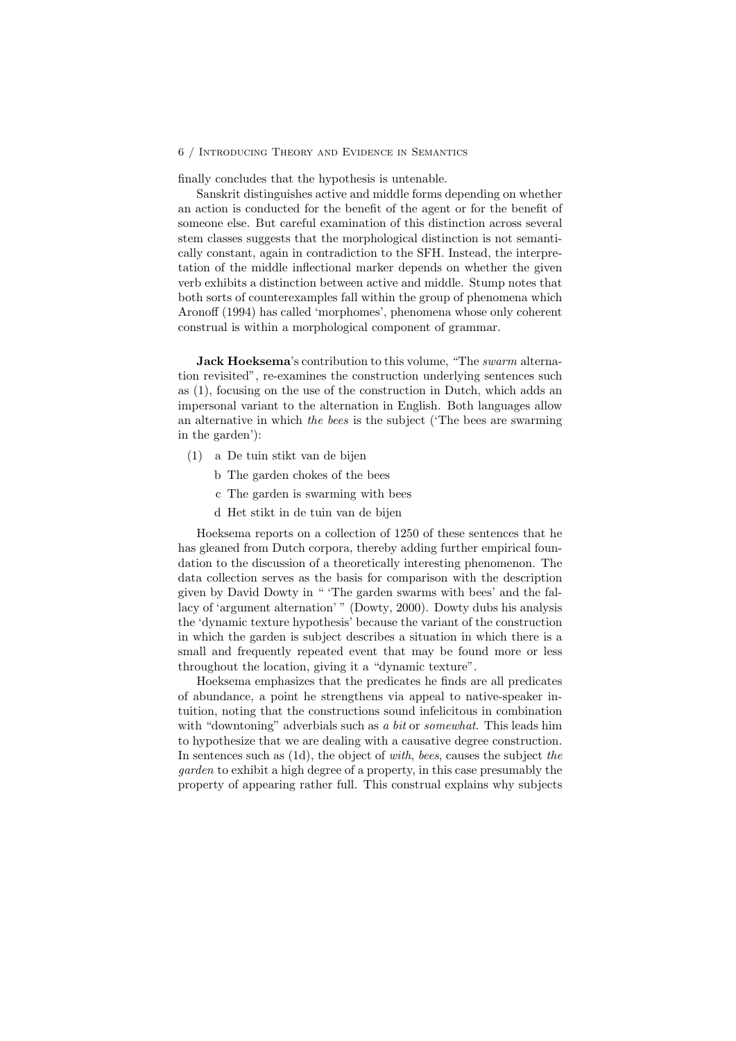finally concludes that the hypothesis is untenable.

Sanskrit distinguishes active and middle forms depending on whether an action is conducted for the benefit of the agent or for the benefit of someone else. But careful examination of this distinction across several stem classes suggests that the morphological distinction is not semantically constant, again in contradiction to the SFH. Instead, the interpretation of the middle inflectional marker depends on whether the given verb exhibits a distinction between active and middle. Stump notes that both sorts of counterexamples fall within the group of phenomena which Aronoff (1994) has called 'morphomes', phenomena whose only coherent construal is within a morphological component of grammar.

**Jack Hoeksema**'s contribution to this volume, "The *swarm* alternation revisited", re-examines the construction underlying sentences such as (1), focusing on the use of the construction in Dutch, which adds an impersonal variant to the alternation in English. Both languages allow an alternative in which *the bees* is the subject ('The bees are swarming in the garden'):

(1) a De tuin stikt van de bijen

b The garden chokes of the bees

c The garden is swarming with bees

d Het stikt in de tuin van de bijen

Hoeksema reports on a collection of 1250 of these sentences that he has gleaned from Dutch corpora, thereby adding further empirical foundation to the discussion of a theoretically interesting phenomenon. The data collection serves as the basis for comparison with the description given by David Dowty in " 'The garden swarms with bees' and the fallacy of 'argument alternation' " (Dowty, 2000). Dowty dubs his analysis the 'dynamic texture hypothesis' because the variant of the construction in which the garden is subject describes a situation in which there is a small and frequently repeated event that may be found more or less throughout the location, giving it a "dynamic texture".

Hoeksema emphasizes that the predicates he finds are all predicates of abundance, a point he strengthens via appeal to native-speaker intuition, noting that the constructions sound infelicitous in combination with "downtoning" adverbials such as *a bit* or *somewhat*. This leads him to hypothesize that we are dealing with a causative degree construction. In sentences such as (1d), the object of *with*, *bees*, causes the subject *the garden* to exhibit a high degree of a property, in this case presumably the property of appearing rather full. This construal explains why subjects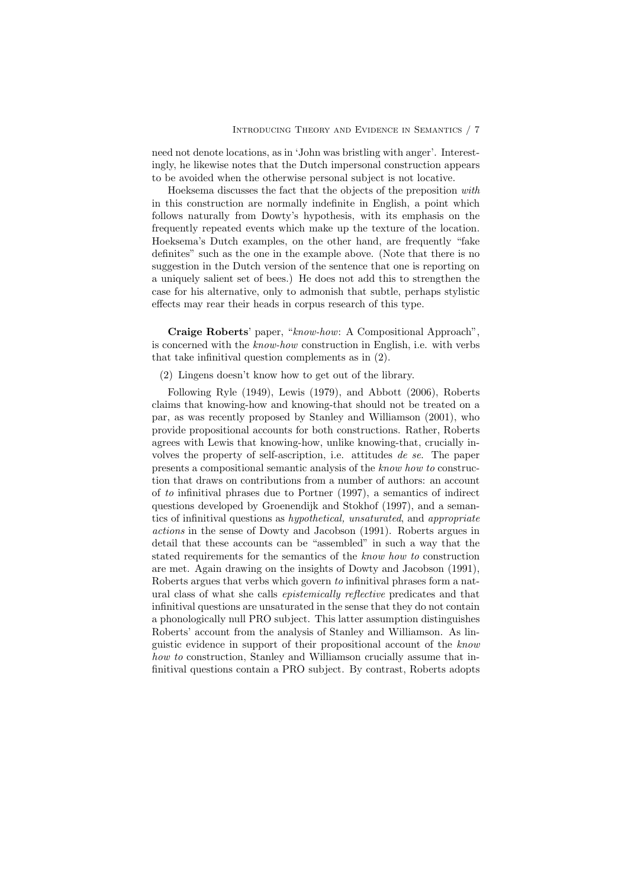need not denote locations, as in 'John was bristling with anger'. Interestingly, he likewise notes that the Dutch impersonal construction appears to be avoided when the otherwise personal subject is not locative.

Hoeksema discusses the fact that the objects of the preposition *with* in this construction are normally indefinite in English, a point which follows naturally from Dowty's hypothesis, with its emphasis on the frequently repeated events which make up the texture of the location. Hoeksema's Dutch examples, on the other hand, are frequently "fake definites" such as the one in the example above. (Note that there is no suggestion in the Dutch version of the sentence that one is reporting on a uniquely salient set of bees.) He does not add this to strengthen the case for his alternative, only to admonish that subtle, perhaps stylistic effects may rear their heads in corpus research of this type.

**Craige Roberts**' paper, "*know-how*: A Compositional Approach", is concerned with the *know-how* construction in English, i.e. with verbs that take infinitival question complements as in (2).

(2) Lingens doesn't know how to get out of the library.

Following Ryle (1949), Lewis (1979), and Abbott (2006), Roberts claims that knowing-how and knowing-that should not be treated on a par, as was recently proposed by Stanley and Williamson (2001), who provide propositional accounts for both constructions. Rather, Roberts agrees with Lewis that knowing-how, unlike knowing-that, crucially involves the property of self-ascription, i.e. attitudes *de se*. The paper presents a compositional semantic analysis of the *know how to* construction that draws on contributions from a number of authors: an account of *to* infinitival phrases due to Portner (1997), a semantics of indirect questions developed by Groenendijk and Stokhof (1997), and a semantics of infinitival questions as *hypothetical, unsaturated*, and *appropriate actions* in the sense of Dowty and Jacobson (1991). Roberts argues in detail that these accounts can be "assembled" in such a way that the stated requirements for the semantics of the *know how to* construction are met. Again drawing on the insights of Dowty and Jacobson (1991), Roberts argues that verbs which govern *to* infinitival phrases form a natural class of what she calls *epistemically reflective* predicates and that infinitival questions are unsaturated in the sense that they do not contain a phonologically null PRO subject. This latter assumption distinguishes Roberts' account from the analysis of Stanley and Williamson. As linguistic evidence in support of their propositional account of the *know how to* construction, Stanley and Williamson crucially assume that infinitival questions contain a PRO subject. By contrast, Roberts adopts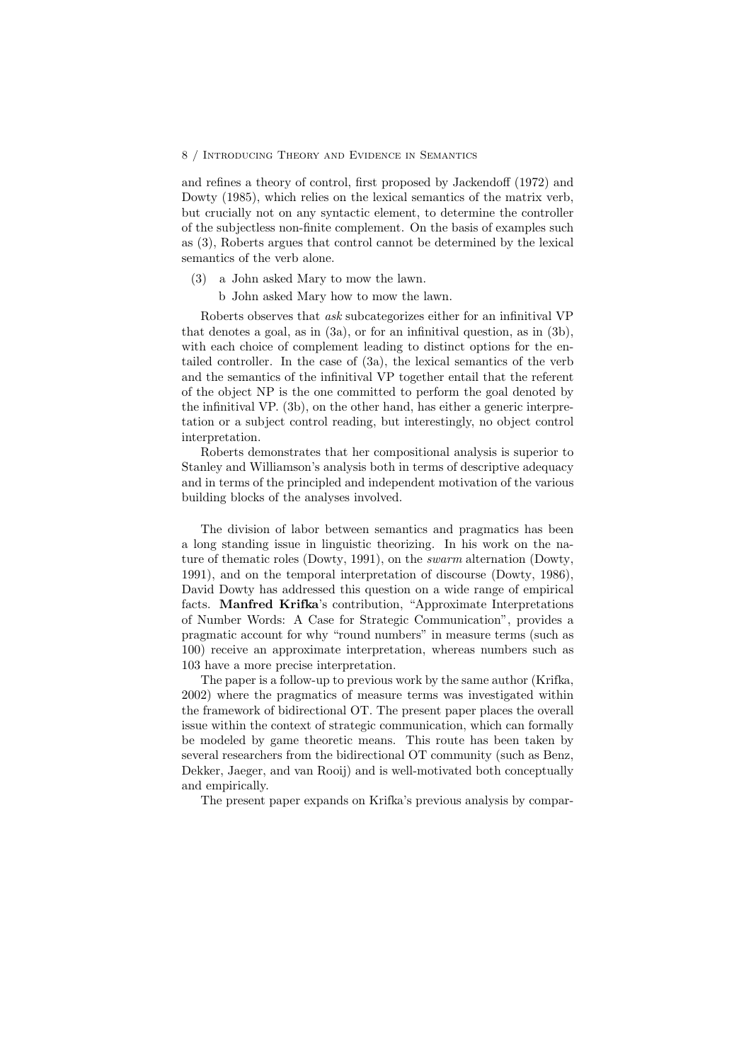and refines a theory of control, first proposed by Jackendoff (1972) and Dowty (1985), which relies on the lexical semantics of the matrix verb, but crucially not on any syntactic element, to determine the controller of the subjectless non-finite complement. On the basis of examples such as (3), Roberts argues that control cannot be determined by the lexical semantics of the verb alone.

(3) a John asked Mary to mow the lawn.

b John asked Mary how to mow the lawn.

Roberts observes that *ask* subcategorizes either for an infinitival VP that denotes a goal, as in (3a), or for an infinitival question, as in (3b), with each choice of complement leading to distinct options for the entailed controller. In the case of (3a), the lexical semantics of the verb and the semantics of the infinitival VP together entail that the referent of the object NP is the one committed to perform the goal denoted by the infinitival VP. (3b), on the other hand, has either a generic interpretation or a subject control reading, but interestingly, no object control interpretation.

Roberts demonstrates that her compositional analysis is superior to Stanley and Williamson's analysis both in terms of descriptive adequacy and in terms of the principled and independent motivation of the various building blocks of the analyses involved.

The division of labor between semantics and pragmatics has been a long standing issue in linguistic theorizing. In his work on the nature of thematic roles (Dowty, 1991), on the *swarm* alternation (Dowty, 1991), and on the temporal interpretation of discourse (Dowty, 1986), David Dowty has addressed this question on a wide range of empirical facts. **Manfred Krifka**'s contribution, "Approximate Interpretations of Number Words: A Case for Strategic Communication", provides a pragmatic account for why "round numbers" in measure terms (such as 100) receive an approximate interpretation, whereas numbers such as 103 have a more precise interpretation.

The paper is a follow-up to previous work by the same author (Krifka, 2002) where the pragmatics of measure terms was investigated within the framework of bidirectional OT. The present paper places the overall issue within the context of strategic communication, which can formally be modeled by game theoretic means. This route has been taken by several researchers from the bidirectional OT community (such as Benz, Dekker, Jaeger, and van Rooij) and is well-motivated both conceptually and empirically.

The present paper expands on Krifka's previous analysis by compar-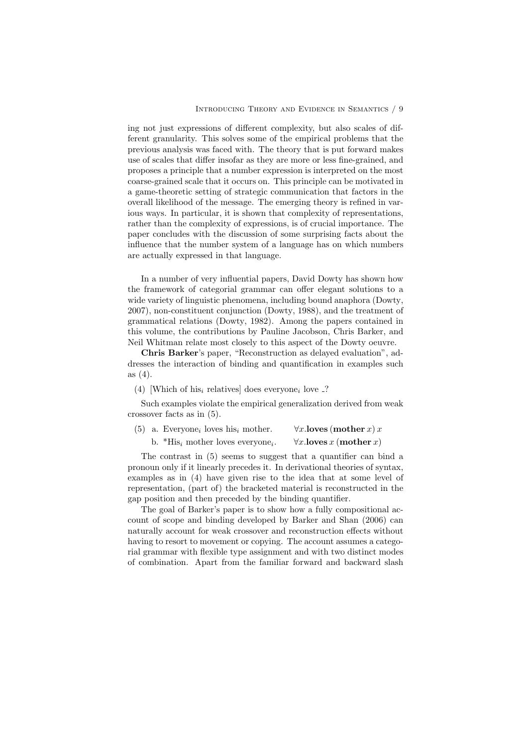ing not just expressions of different complexity, but also scales of different granularity. This solves some of the empirical problems that the previous analysis was faced with. The theory that is put forward makes use of scales that differ insofar as they are more or less fine-grained, and proposes a principle that a number expression is interpreted on the most coarse-grained scale that it occurs on. This principle can be motivated in a game-theoretic setting of strategic communication that factors in the overall likelihood of the message. The emerging theory is refined in various ways. In particular, it is shown that complexity of representations, rather than the complexity of expressions, is of crucial importance. The paper concludes with the discussion of some surprising facts about the influence that the number system of a language has on which numbers are actually expressed in that language.

In a number of very influential papers, David Dowty has shown how the framework of categorial grammar can offer elegant solutions to a wide variety of linguistic phenomena, including bound anaphora (Dowty, 2007), non-constituent conjunction (Dowty, 1988), and the treatment of grammatical relations (Dowty, 1982). Among the papers contained in this volume, the contributions by Pauline Jacobson, Chris Barker, and Neil Whitman relate most closely to this aspect of the Dowty oeuvre.

**Chris Barker**'s paper, "Reconstruction as delayed evaluation", addresses the interaction of binding and quantification in examples such as (4).

(4) [Which of his$_i$ relatives] does everyone$_i$ love _?

Such examples violate the empirical generalization derived from weak crossover facts as in (5).

(5) a. Everyone$_i$ loves his$_i$ mother. $\forall x.\mathbf{loves}\,(\mathbf{mother}\,x)\,x$

b. *His$_i$ mother loves everyone$_i$. $\forall x.\mathbf{loves}\,x\,(\mathbf{mother}\,x)$

The contrast in (5) seems to suggest that a quantifier can bind a pronoun only if it linearly precedes it. In derivational theories of syntax, examples as in (4) have given rise to the idea that at some level of representation, (part of) the bracketed material is reconstructed in the gap position and then preceded by the binding quantifier.

The goal of Barker's paper is to show how a fully compositional account of scope and binding developed by Barker and Shan (2006) can naturally account for weak crossover and reconstruction effects without having to resort to movement or copying. The account assumes a categorial grammar with flexible type assignment and with two distinct modes of combination. Apart from the familiar forward and backward slash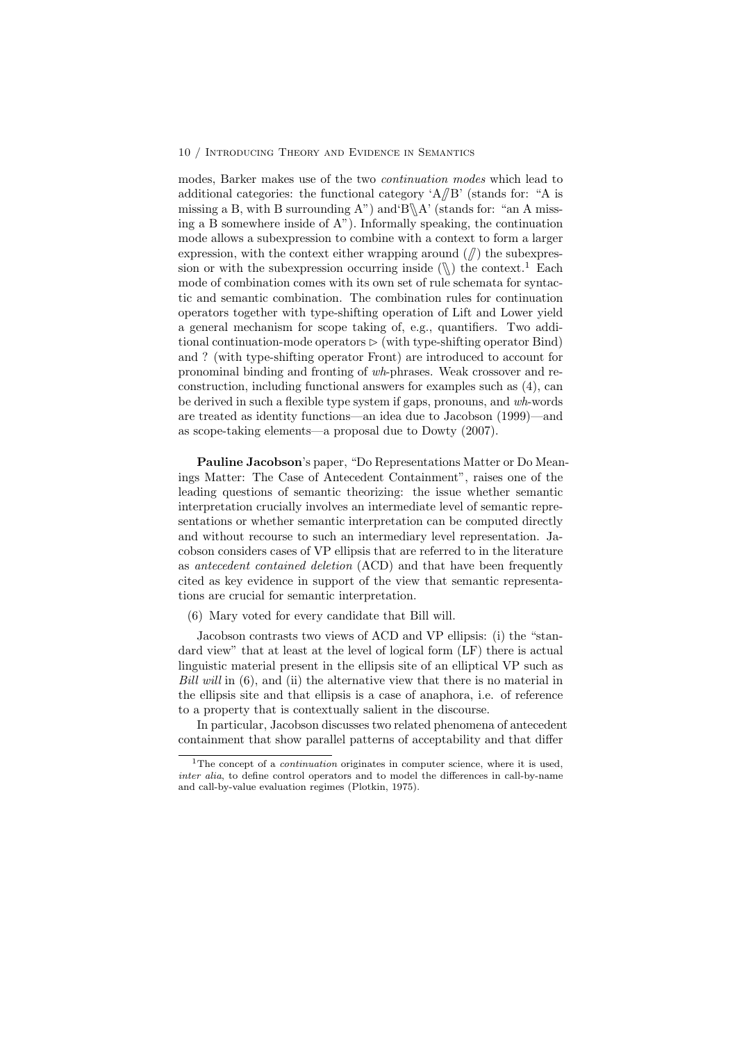modes, Barker makes use of the two *continuation modes* which lead to additional categories: the functional category 'A⫽B' (stands for: "A is missing a B, with B surrounding A") and 'B⑊A' (stands for: "an A missing a B somewhere inside of A"). Informally speaking, the continuation mode allows a subexpression to combine with a context to form a larger expression, with the context either wrapping around (⫽) the subexpression or with the subexpression occurring inside (⑊) the context.[1] Each mode of combination comes with its own set of rule schemata for syntactic and semantic combination. The combination rules for continuation operators together with type-shifting operation of Lift and Lower yield a general mechanism for scope taking of, e.g., quantifiers. Two additional continuation-mode operators $\triangleright$ (with type-shifting operator Bind) and ? (with type-shifting operator Front) are introduced to account for pronominal binding and fronting of *wh*-phrases. Weak crossover and reconstruction, including functional answers for examples such as (4), can be derived in such a flexible type system if gaps, pronouns, and *wh*-words are treated as identity functions—an idea due to Jacobson (1999)—and as scope-taking elements—a proposal due to Dowty (2007).

**Pauline Jacobson**'s paper, "Do Representations Matter or Do Meanings Matter: The Case of Antecedent Containment", raises one of the leading questions of semantic theorizing: the issue whether semantic interpretation crucially involves an intermediate level of semantic representations or whether semantic interpretation can be computed directly and without recourse to such an intermediary level representation. Jacobson considers cases of VP ellipsis that are referred to in the literature as *antecedent contained deletion* (ACD) and that have been frequently cited as key evidence in support of the view that semantic representations are crucial for semantic interpretation.

(6) Mary voted for every candidate that Bill will.

Jacobson contrasts two views of ACD and VP ellipsis: (i) the "standard view" that at least at the level of logical form (LF) there is actual linguistic material present in the ellipsis site of an elliptical VP such as *Bill will* in (6), and (ii) the alternative view that there is no material in the ellipsis site and that ellipsis is a case of anaphora, i.e. of reference to a property that is contextually salient in the discourse.

In particular, Jacobson discusses two related phenomena of antecedent containment that show parallel patterns of acceptability and that differ

[1] The concept of a *continuation* originates in computer science, where it is used, *inter alia*, to define control operators and to model the differences in call-by-name and call-by-value evaluation regimes (Plotkin, 1975).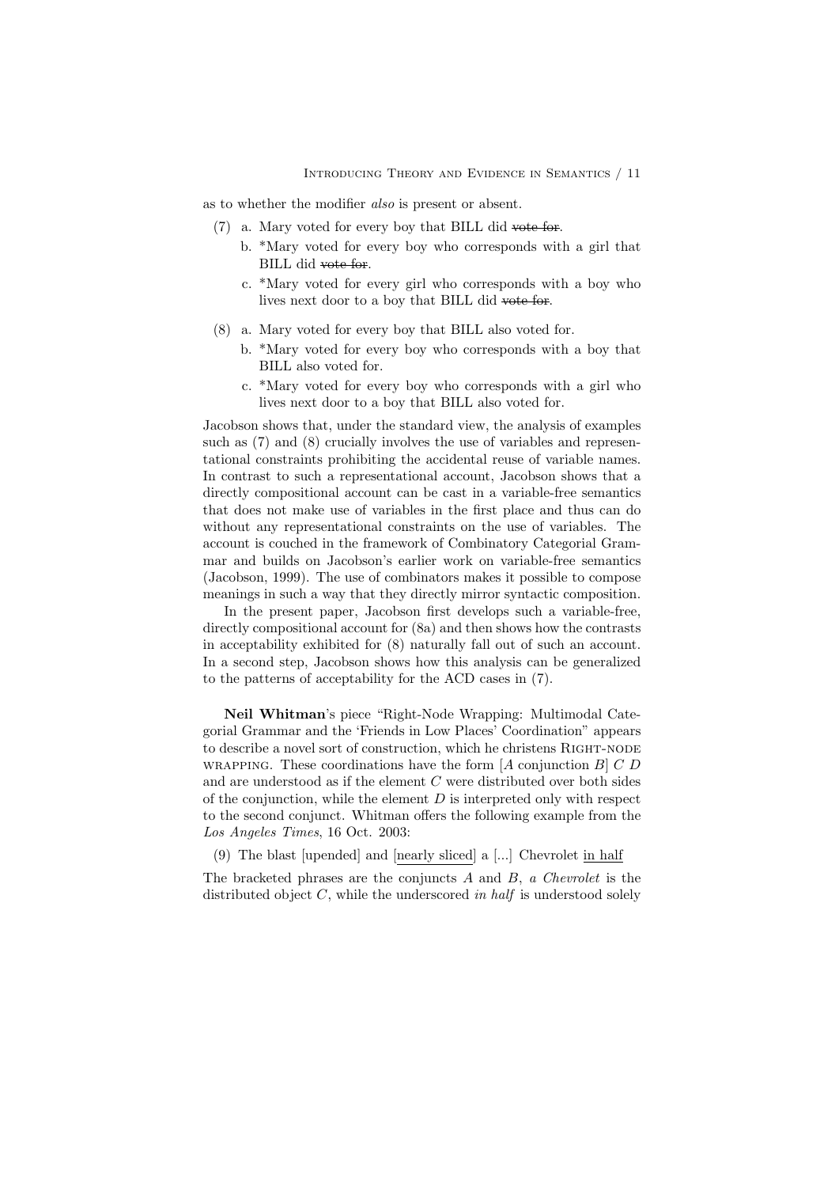as to whether the modifier *also* is present or absent.

(7) a. Mary voted for every boy that BILL did ~~vote for~~.

b. *Mary voted for every boy who corresponds with a girl that BILL did ~~vote for~~.

c. *Mary voted for every girl who corresponds with a boy who lives next door to a boy that BILL did ~~vote for~~.

(8) a. Mary voted for every boy that BILL also voted for.

b. *Mary voted for every boy who corresponds with a boy that BILL also voted for.

c. *Mary voted for every boy who corresponds with a girl who lives next door to a boy that BILL also voted for.

Jacobson shows that, under the standard view, the analysis of examples such as (7) and (8) crucially involves the use of variables and representational constraints prohibiting the accidental reuse of variable names. In contrast to such a representational account, Jacobson shows that a directly compositional account can be cast in a variable-free semantics that does not make use of variables in the first place and thus can do without any representational constraints on the use of variables. The account is couched in the framework of Combinatory Categorial Grammar and builds on Jacobson's earlier work on variable-free semantics (Jacobson, 1999). The use of combinators makes it possible to compose meanings in such a way that they directly mirror syntactic composition.

In the present paper, Jacobson first develops such a variable-free, directly compositional account for (8a) and then shows how the contrasts in acceptability exhibited for (8) naturally fall out of such an account. In a second step, Jacobson shows how this analysis can be generalized to the patterns of acceptability for the ACD cases in (7).

**Neil Whitman**'s piece "Right-Node Wrapping: Multimodal Categorial Grammar and the 'Friends in Low Places' Coordination" appears to describe a novel sort of construction, which he christens RIGHT-NODE WRAPPING. These coordinations have the form [$A$ conjunction $B$] $C$ $D$ and are understood as if the element $C$ were distributed over both sides of the conjunction, while the element $D$ is interpreted only with respect to the second conjunct. Whitman offers the following example from the *Los Angeles Times*, 16 Oct. 2003:

(9) The blast [upended] and [<u>nearly sliced</u>] a [...] Chevrolet <u>in half</u>

The bracketed phrases are the conjuncts $A$ and $B$, *a Chevrolet* is the distributed object $C$, while the underscored *in half* is understood solely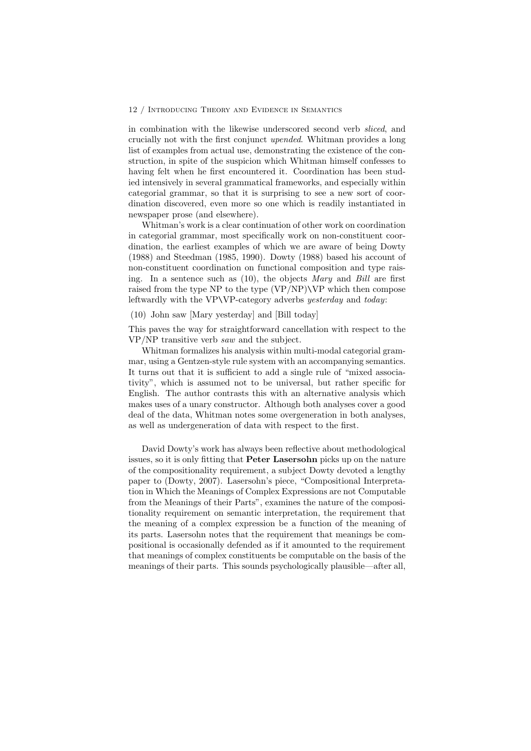in combination with the likewise underscored second verb *sliced*, and crucially not with the first conjunct *upended*. Whitman provides a long list of examples from actual use, demonstrating the existence of the construction, in spite of the suspicion which Whitman himself confesses to having felt when he first encountered it. Coordination has been studied intensively in several grammatical frameworks, and especially within categorial grammar, so that it is surprising to see a new sort of coordination discovered, even more so one which is readily instantiated in newspaper prose (and elsewhere).

Whitman's work is a clear continuation of other work on coordination in categorial grammar, most specifically work on non-constituent coordination, the earliest examples of which we are aware of being Dowty (1988) and Steedman (1985, 1990). Dowty (1988) based his account of non-constituent coordination on functional composition and type raising. In a sentence such as (10), the objects *Mary* and *Bill* are first raised from the type NP to the type (VP/NP)\VP which then compose leftwardly with the VP\VP-category adverbs *yesterday* and *today*:

(10) John saw [Mary yesterday] and [Bill today]

This paves the way for straightforward cancellation with respect to the VP/NP transitive verb *saw* and the subject.

Whitman formalizes his analysis within multi-modal categorial grammar, using a Gentzen-style rule system with an accompanying semantics. It turns out that it is sufficient to add a single rule of "mixed associativity", which is assumed not to be universal, but rather specific for English. The author contrasts this with an alternative analysis which makes uses of a unary constructor. Although both analyses cover a good deal of the data, Whitman notes some overgeneration in both analyses, as well as undergeneration of data with respect to the first.

David Dowty's work has always been reflective about methodological issues, so it is only fitting that **Peter Lasersohn** picks up on the nature of the compositionality requirement, a subject Dowty devoted a lengthy paper to (Dowty, 2007). Lasersohn's piece, "Compositional Interpretation in Which the Meanings of Complex Expressions are not Computable from the Meanings of their Parts", examines the nature of the compositionality requirement on semantic interpretation, the requirement that the meaning of a complex expression be a function of the meaning of its parts. Lasersohn notes that the requirement that meanings be compositional is occasionally defended as if it amounted to the requirement that meanings of complex constituents be computable on the basis of the meanings of their parts. This sounds psychologically plausible—after all,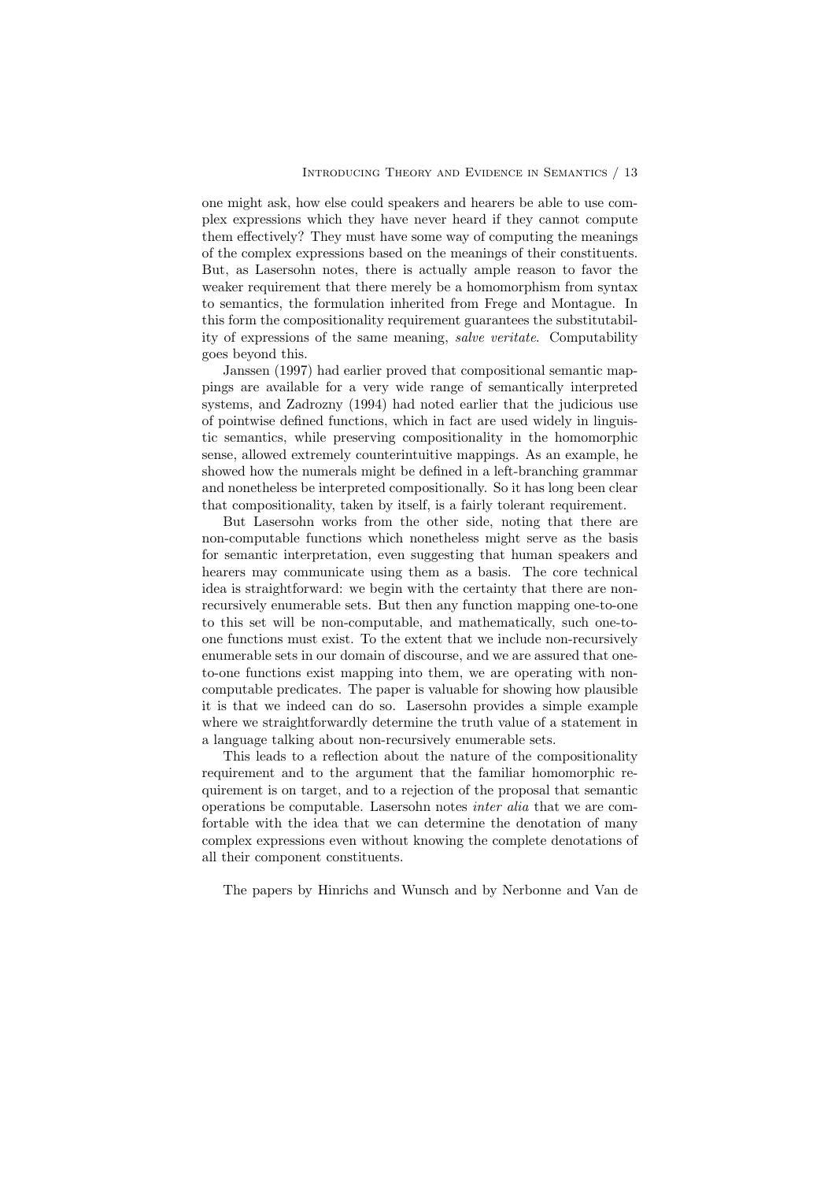one might ask, how else could speakers and hearers be able to use complex expressions which they have never heard if they cannot compute them effectively? They must have some way of computing the meanings of the complex expressions based on the meanings of their constituents. But, as Lasersohn notes, there is actually ample reason to favor the weaker requirement that there merely be a homomorphism from syntax to semantics, the formulation inherited from Frege and Montague. In this form the compositionality requirement guarantees the substitutability of expressions of the same meaning, *salve veritate*. Computability goes beyond this.

Janssen (1997) had earlier proved that compositional semantic mappings are available for a very wide range of semantically interpreted systems, and Zadrozny (1994) had noted earlier that the judicious use of pointwise defined functions, which in fact are used widely in linguistic semantics, while preserving compositionality in the homomorphic sense, allowed extremely counterintuitive mappings. As an example, he showed how the numerals might be defined in a left-branching grammar and nonetheless be interpreted compositionally. So it has long been clear that compositionality, taken by itself, is a fairly tolerant requirement.

But Lasersohn works from the other side, noting that there are non-computable functions which nonetheless might serve as the basis for semantic interpretation, even suggesting that human speakers and hearers may communicate using them as a basis. The core technical idea is straightforward: we begin with the certainty that there are non-recursively enumerable sets. But then any function mapping one-to-one to this set will be non-computable, and mathematically, such one-to-one functions must exist. To the extent that we include non-recursively enumerable sets in our domain of discourse, and we are assured that one-to-one functions exist mapping into them, we are operating with non-computable predicates. The paper is valuable for showing how plausible it is that we indeed can do so. Lasersohn provides a simple example where we straightforwardly determine the truth value of a statement in a language talking about non-recursively enumerable sets.

This leads to a reflection about the nature of the compositionality requirement and to the argument that the familiar homomorphic requirement is on target, and to a rejection of the proposal that semantic operations be computable. Lasersohn notes *inter alia* that we are comfortable with the idea that we can determine the denotation of many complex expressions even without knowing the complete denotations of all their component constituents.

The papers by Hinrichs and Wunsch and by Nerbonne and Van de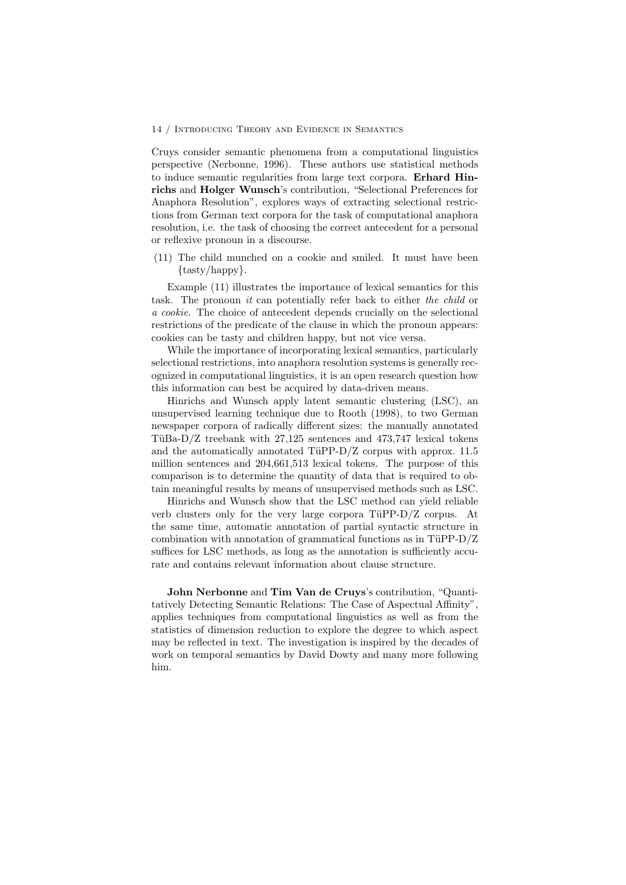Cruys consider semantic phenomena from a computational linguistics perspective (Nerbonne, 1996). These authors use statistical methods to induce semantic regularities from large text corpora. **Erhard Hinrichs** and **Holger Wunsch**'s contribution, "Selectional Preferences for Anaphora Resolution", explores ways of extracting selectional restrictions from German text corpora for the task of computational anaphora resolution, i.e. the task of choosing the correct antecedent for a personal or reflexive pronoun in a discourse.

(11) The child munched on a cookie and smiled. It must have been {tasty/happy}.

Example (11) illustrates the importance of lexical semantics for this task. The pronoun *it* can potentially refer back to either *the child* or *a cookie*. The choice of antecedent depends crucially on the selectional restrictions of the predicate of the clause in which the pronoun appears: cookies can be tasty and children happy, but not vice versa.

While the importance of incorporating lexical semantics, particularly selectional restrictions, into anaphora resolution systems is generally recognized in computational linguistics, it is an open research question how this information can best be acquired by data-driven means.

Hinrichs and Wunsch apply latent semantic clustering (LSC), an unsupervised learning technique due to Rooth (1998), to two German newspaper corpora of radically different sizes: the manually annotated TüBa-D/Z treebank with 27,125 sentences and 473,747 lexical tokens and the automatically annotated TüPP-D/Z corpus with approx. 11.5 million sentences and 204,661,513 lexical tokens. The purpose of this comparison is to determine the quantity of data that is required to obtain meaningful results by means of unsupervised methods such as LSC.

Hinrichs and Wunsch show that the LSC method can yield reliable verb clusters only for the very large corpora TüPP-D/Z corpus. At the same time, automatic annotation of partial syntactic structure in combination with annotation of grammatical functions as in TüPP-D/Z suffices for LSC methods, as long as the annotation is sufficiently accurate and contains relevant information about clause structure.

**John Nerbonne** and **Tim Van de Cruys**'s contribution, "Quantitatively Detecting Semantic Relations: The Case of Aspectual Affinity", applies techniques from computational linguistics as well as from the statistics of dimension reduction to explore the degree to which aspect may be reflected in text. The investigation is inspired by the decades of work on temporal semantics by David Dowty and many more following him.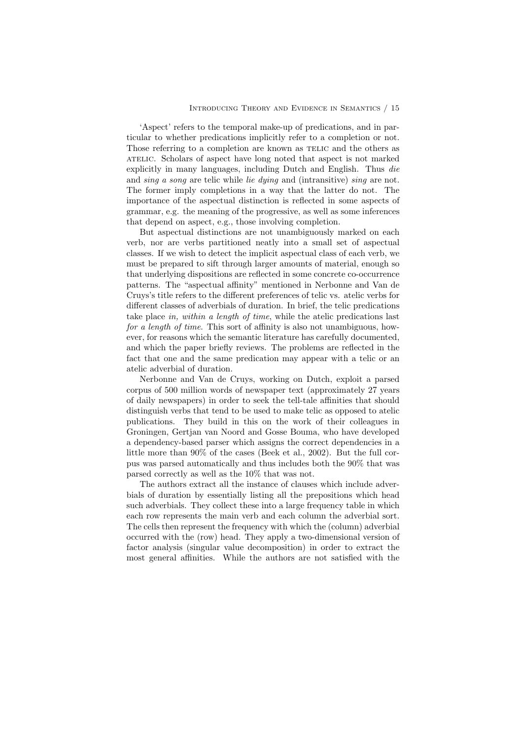'Aspect' refers to the temporal make-up of predications, and in particular to whether predications implicitly refer to a completion or not. Those referring to a completion are known as TELIC and the others as ATELIC. Scholars of aspect have long noted that aspect is not marked explicitly in many languages, including Dutch and English. Thus *die* and *sing a song* are telic while *lie dying* and (intransitive) *sing* are not. The former imply completions in a way that the latter do not. The importance of the aspectual distinction is reflected in some aspects of grammar, e.g. the meaning of the progressive, as well as some inferences that depend on aspect, e.g., those involving completion.

But aspectual distinctions are not unambiguously marked on each verb, nor are verbs partitioned neatly into a small set of aspectual classes. If we wish to detect the implicit aspectual class of each verb, we must be prepared to sift through larger amounts of material, enough so that underlying dispositions are reflected in some concrete co-occurrence patterns. The "aspectual affinity" mentioned in Nerbonne and Van de Cruys's title refers to the different preferences of telic vs. atelic verbs for different classes of adverbials of duration. In brief, the telic predications take place *in, within a length of time*, while the atelic predications last *for a length of time*. This sort of affinity is also not unambiguous, however, for reasons which the semantic literature has carefully documented, and which the paper briefly reviews. The problems are reflected in the fact that one and the same predication may appear with a telic or an atelic adverbial of duration.

Nerbonne and Van de Cruys, working on Dutch, exploit a parsed corpus of 500 million words of newspaper text (approximately 27 years of daily newspapers) in order to seek the tell-tale affinities that should distinguish verbs that tend to be used to make telic as opposed to atelic publications. They build in this on the work of their colleagues in Groningen, Gertjan van Noord and Gosse Bouma, who have developed a dependency-based parser which assigns the correct dependencies in a little more than 90% of the cases (Beek et al., 2002). But the full corpus was parsed automatically and thus includes both the 90% that was parsed correctly as well as the 10% that was not.

The authors extract all the instance of clauses which include adverbials of duration by essentially listing all the prepositions which head such adverbials. They collect these into a large frequency table in which each row represents the main verb and each column the adverbial sort. The cells then represent the frequency with which the (column) adverbial occurred with the (row) head. They apply a two-dimensional version of factor analysis (singular value decomposition) in order to extract the most general affinities. While the authors are not satisfied with the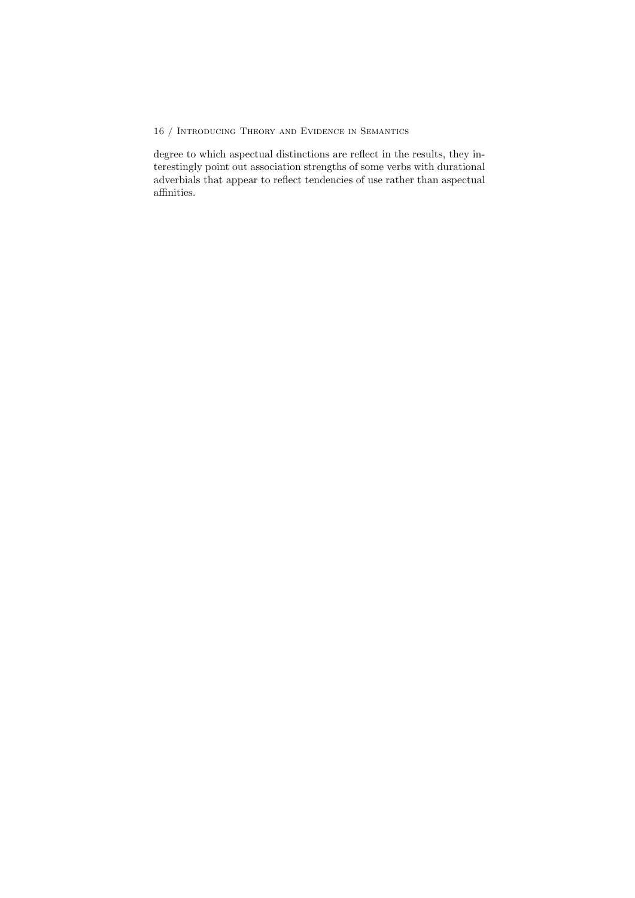degree to which aspectual distinctions are reflect in the results, they interestingly point out association strengths of some verbs with durational adverbials that appear to reflect tendencies of use rather than aspectual affinities.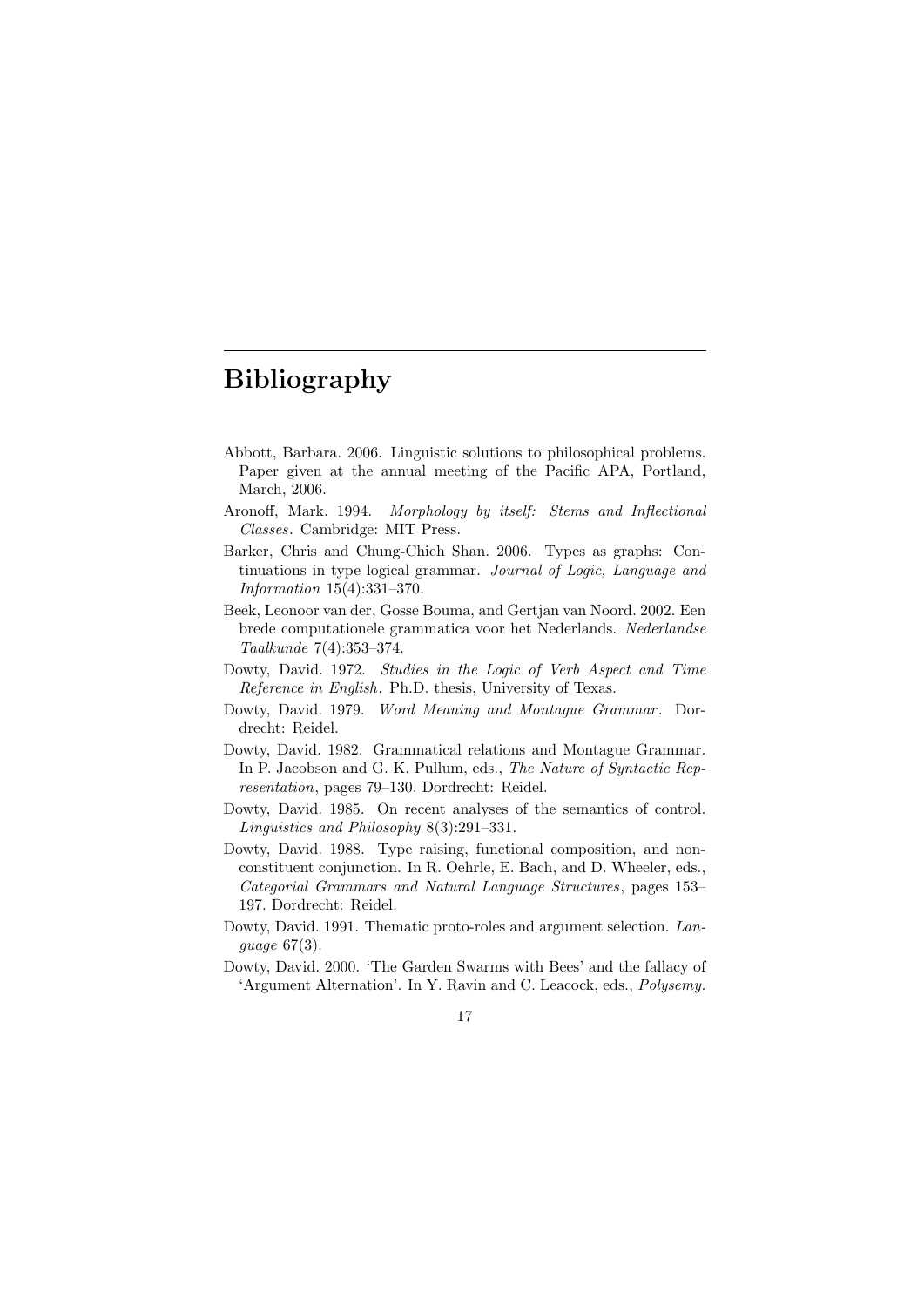# Bibliography

Abbott, Barbara. 2006. Linguistic solutions to philosophical problems. Paper given at the annual meeting of the Pacific APA, Portland, March, 2006.

Aronoff, Mark. 1994. *Morphology by itself: Stems and Inflectional Classes*. Cambridge: MIT Press.

Barker, Chris and Chung-Chieh Shan. 2006. Types as graphs: Continuations in type logical grammar. *Journal of Logic, Language and Information* 15(4):331–370.

Beek, Leonoor van der, Gosse Bouma, and Gertjan van Noord. 2002. Een brede computationele grammatica voor het Nederlands. *Nederlandse Taalkunde* 7(4):353–374.

Dowty, David. 1972. *Studies in the Logic of Verb Aspect and Time Reference in English*. Ph.D. thesis, University of Texas.

Dowty, David. 1979. *Word Meaning and Montague Grammar*. Dordrecht: Reidel.

Dowty, David. 1982. Grammatical relations and Montague Grammar. In P. Jacobson and G. K. Pullum, eds., *The Nature of Syntactic Representation*, pages 79–130. Dordrecht: Reidel.

Dowty, David. 1985. On recent analyses of the semantics of control. *Linguistics and Philosophy* 8(3):291–331.

Dowty, David. 1988. Type raising, functional composition, and non-constituent conjunction. In R. Oehrle, E. Bach, and D. Wheeler, eds., *Categorial Grammars and Natural Language Structures*, pages 153–197. Dordrecht: Reidel.

Dowty, David. 1991. Thematic proto-roles and argument selection. *Language* 67(3).

Dowty, David. 2000. 'The Garden Swarms with Bees' and the fallacy of 'Argument Alternation'. In Y. Ravin and C. Leacock, eds., *Polysemy.*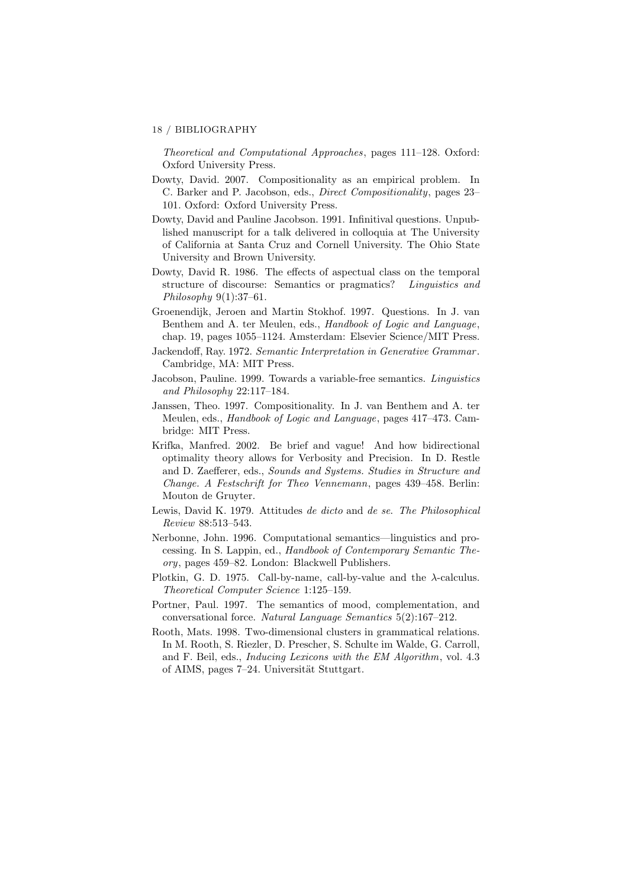*Theoretical and Computational Approaches*, pages 111–128. Oxford: Oxford University Press.

Dowty, David. 2007. Compositionality as an empirical problem. In C. Barker and P. Jacobson, eds., *Direct Compositionality*, pages 23–101. Oxford: Oxford University Press.

Dowty, David and Pauline Jacobson. 1991. Infinitival questions. Unpublished manuscript for a talk delivered in colloquia at The University of California at Santa Cruz and Cornell University. The Ohio State University and Brown University.

Dowty, David R. 1986. The effects of aspectual class on the temporal structure of discourse: Semantics or pragmatics? *Linguistics and Philosophy* 9(1):37–61.

Groenendijk, Jeroen and Martin Stokhof. 1997. Questions. In J. van Benthem and A. ter Meulen, eds., *Handbook of Logic and Language*, chap. 19, pages 1055–1124. Amsterdam: Elsevier Science/MIT Press.

Jackendoff, Ray. 1972. *Semantic Interpretation in Generative Grammar*. Cambridge, MA: MIT Press.

Jacobson, Pauline. 1999. Towards a variable-free semantics. *Linguistics and Philosophy* 22:117–184.

Janssen, Theo. 1997. Compositionality. In J. van Benthem and A. ter Meulen, eds., *Handbook of Logic and Language*, pages 417–473. Cambridge: MIT Press.

Krifka, Manfred. 2002. Be brief and vague! And how bidirectional optimality theory allows for Verbosity and Precision. In D. Restle and D. Zaefferer, eds., *Sounds and Systems. Studies in Structure and Change. A Festschrift for Theo Vennemann*, pages 439–458. Berlin: Mouton de Gruyter.

Lewis, David K. 1979. Attitudes *de dicto* and *de se*. *The Philosophical Review* 88:513–543.

Nerbonne, John. 1996. Computational semantics—linguistics and processing. In S. Lappin, ed., *Handbook of Contemporary Semantic Theory*, pages 459–82. London: Blackwell Publishers.

Plotkin, G. D. 1975. Call-by-name, call-by-value and the $\lambda$-calculus. *Theoretical Computer Science* 1:125–159.

Portner, Paul. 1997. The semantics of mood, complementation, and conversational force. *Natural Language Semantics* 5(2):167–212.

Rooth, Mats. 1998. Two-dimensional clusters in grammatical relations. In M. Rooth, S. Riezler, D. Prescher, S. Schulte im Walde, G. Carroll, and F. Beil, eds., *Inducing Lexicons with the EM Algorithm*, vol. 4.3 of AIMS, pages 7–24. Universität Stuttgart.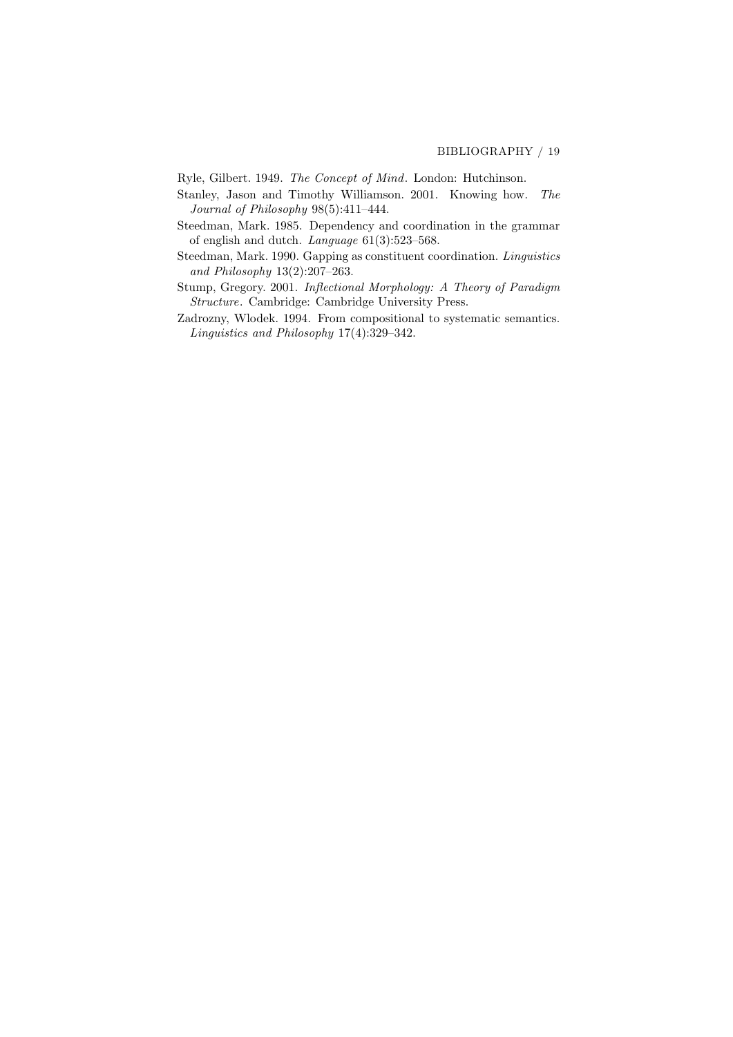Ryle, Gilbert. 1949. *The Concept of Mind*. London: Hutchinson.

Stanley, Jason and Timothy Williamson. 2001. Knowing how. *The Journal of Philosophy* 98(5):411–444.

Steedman, Mark. 1985. Dependency and coordination in the grammar of english and dutch. *Language* 61(3):523–568.

Steedman, Mark. 1990. Gapping as constituent coordination. *Linguistics and Philosophy* 13(2):207–263.

Stump, Gregory. 2001. *Inflectional Morphology: A Theory of Paradigm Structure*. Cambridge: Cambridge University Press.

Zadrozny, Wlodek. 1994. From compositional to systematic semantics. *Linguistics and Philosophy* 17(4):329–342.